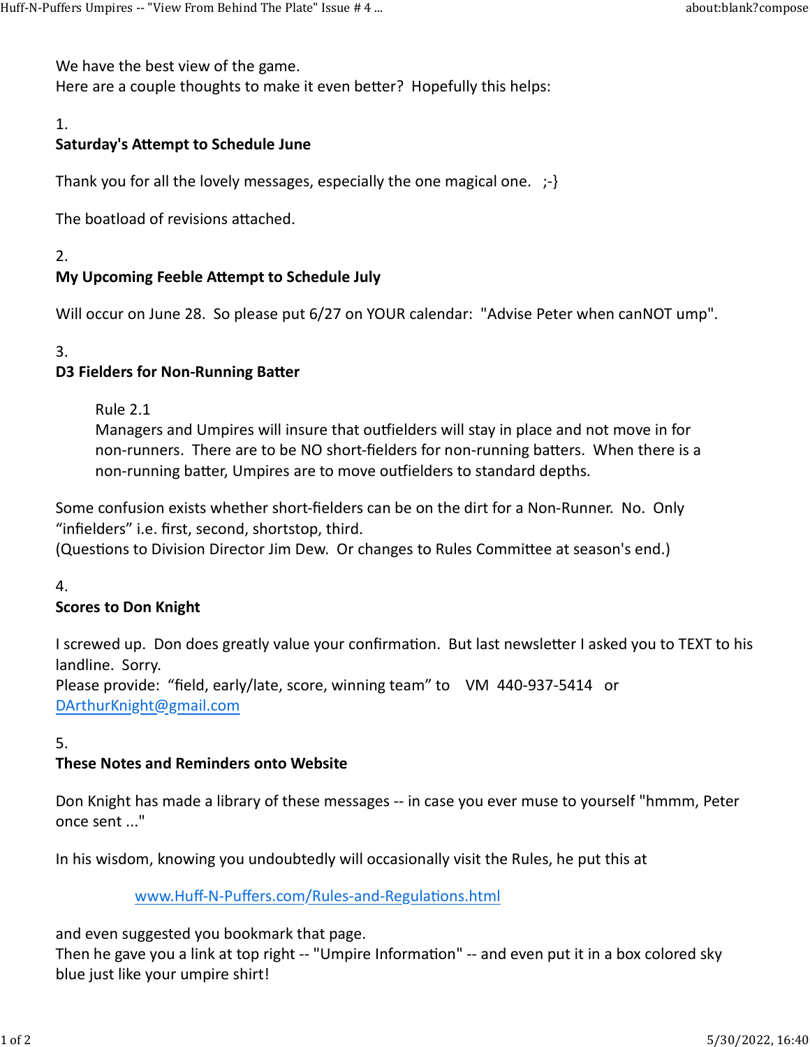We have the best view of the game.
Here are a couple thoughts to make it even better? Hopefully this helps:

1.
**Saturday's Attempt to Schedule June**

Thank you for all the lovely messages, especially the one magical one. ;-}

The boatload of revisions attached.

2.
**My Upcoming Feeble Attempt to Schedule July**

Will occur on June 28. So please put 6/27 on YOUR calendar: "Advise Peter when canNOT ump".

3.
**D3 Fielders for Non-Running Batter**

> Rule 2.1
> Managers and Umpires will insure that outfielders will stay in place and not move in for non-runners. There are to be NO short-fielders for non-running batters. When there is a non-running batter, Umpires are to move outfielders to standard depths.

Some confusion exists whether short-fielders can be on the dirt for a Non-Runner. No. Only “infielders” i.e. first, second, shortstop, third.
(Questions to Division Director Jim Dew. Or changes to Rules Committee at season's end.)

4.
**Scores to Don Knight**

I screwed up. Don does greatly value your confirmation. But last newsletter I asked you to TEXT to his landline. Sorry.
Please provide: “field, early/late, score, winning team” to VM 440-937-5414 or [DArthurKnight@gmail.com](mailto:DArthurKnight@gmail.com)

5.
**These Notes and Reminders onto Website**

Don Knight has made a library of these messages -- in case you ever muse to yourself "hmmm, Peter once sent ..."

In his wisdom, knowing you undoubtedly will occasionally visit the Rules, he put this at

> [www.Huff-N-Puffers.com/Rules-and-Regulations.html](http://www.Huff-N-Puffers.com/Rules-and-Regulations.html)

and even suggested you bookmark that page.
Then he gave you a link at top right -- "Umpire Information" -- and even put it in a box colored sky blue just like your umpire shirt!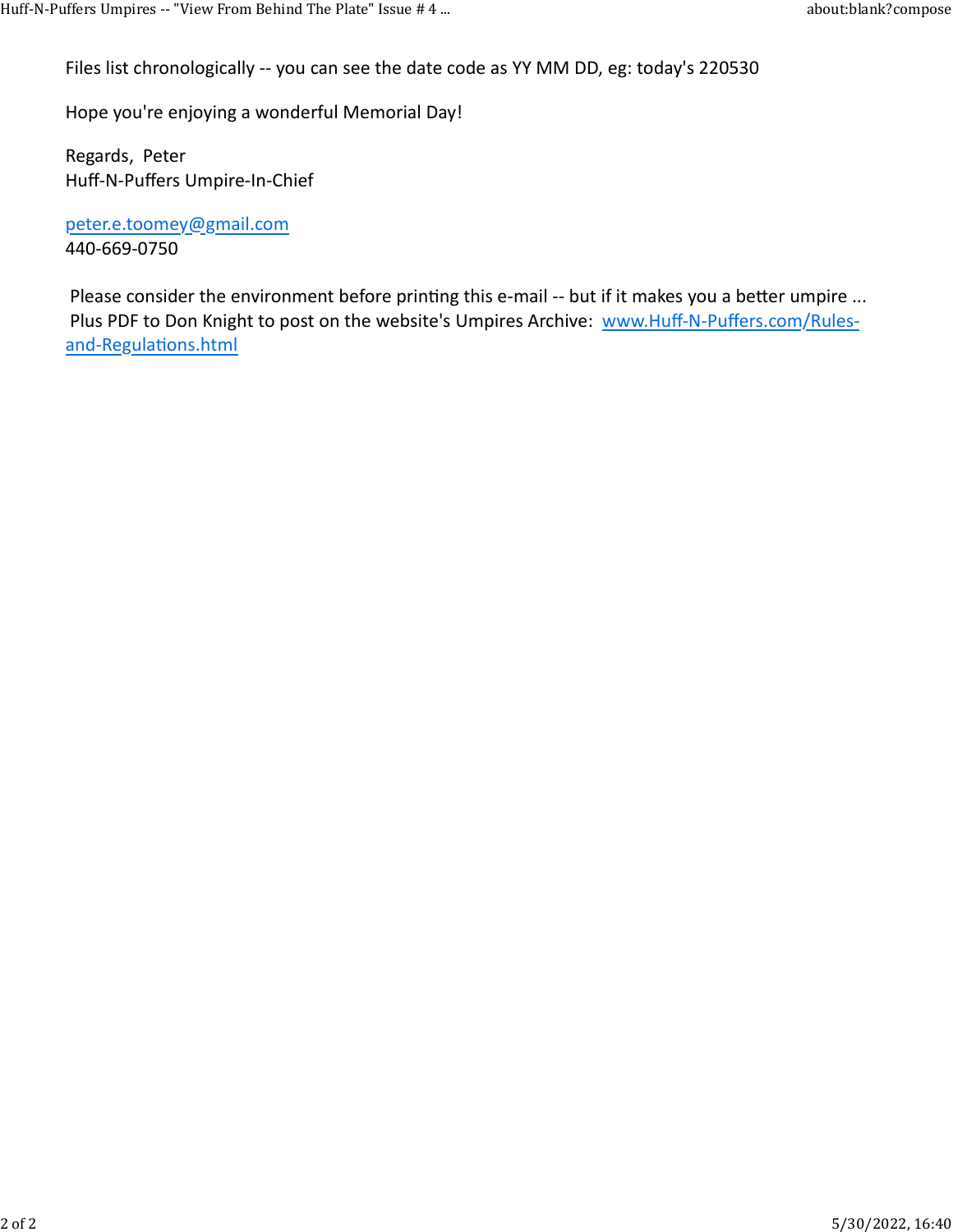Files list chronologically -- you can see the date code as YY MM DD, eg: today's 220530

Hope you're enjoying a wonderful Memorial Day!

Regards,  Peter
Huff-N-Puffers Umpire-In-Chief

peter.e.toomey@gmail.com
440-669-0750

Please consider the environment before printing this e-mail -- but if it makes you a better umpire ...
Plus PDF to Don Knight to post on the website's Umpires Archive: www.Huff-N-Puffers.com/Rules-and-Regulations.html